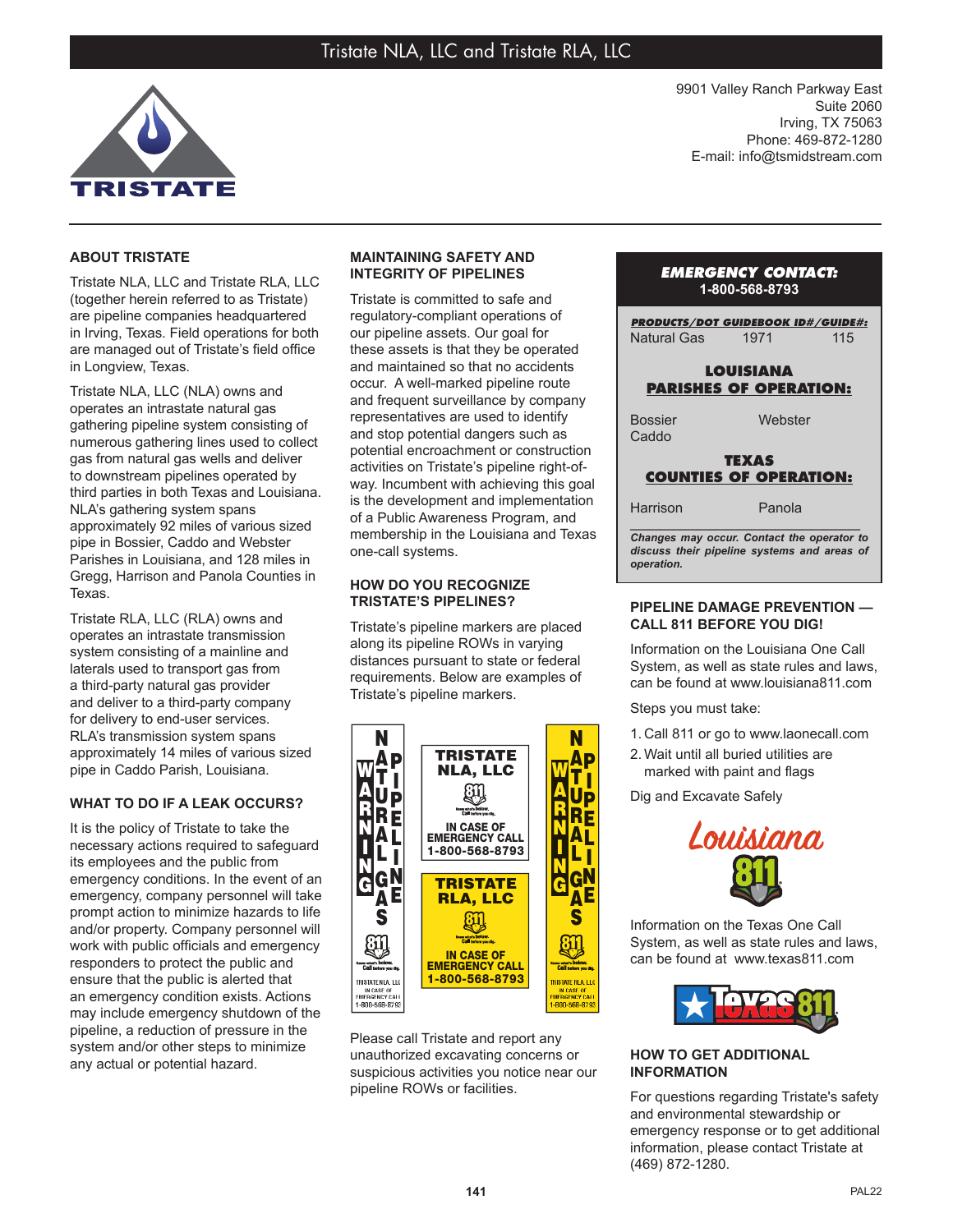# Tristate NLA, LLC and Tristate RLA, LLC

TRISTATE

9901 Valley Ranch Parkway East
Suite 2060
Irving, TX 75063
Phone: 469-872-1280
E-mail: info@tsmidstream.com

## ABOUT TRISTATE

Tristate NLA, LLC and Tristate RLA, LLC (together herein referred to as Tristate) are pipeline companies headquartered in Irving, Texas. Field operations for both are managed out of Tristate's field office in Longview, Texas.

Tristate NLA, LLC (NLA) owns and operates an intrastate natural gas gathering pipeline system consisting of numerous gathering lines used to collect gas from natural gas wells and deliver to downstream pipelines operated by third parties in both Texas and Louisiana. NLA's gathering system spans approximately 92 miles of various sized pipe in Bossier, Caddo and Webster Parishes in Louisiana, and 128 miles in Gregg, Harrison and Panola Counties in Texas.

Tristate RLA, LLC (RLA) owns and operates an intrastate transmission system consisting of a mainline and laterals used to transport gas from a third-party natural gas provider and deliver to a third-party company for delivery to end-user services. RLA's transmission system spans approximately 14 miles of various sized pipe in Caddo Parish, Louisiana.

## WHAT TO DO IF A LEAK OCCURS?

It is the policy of Tristate to take the necessary actions required to safeguard its employees and the public from emergency conditions. In the event of an emergency, company personnel will take prompt action to minimize hazards to life and/or property. Company personnel will work with public officials and emergency responders to protect the public and ensure that the public is alerted that an emergency condition exists. Actions may include emergency shutdown of the pipeline, a reduction of pressure in the system and/or other steps to minimize any actual or potential hazard.

## MAINTAINING SAFETY AND INTEGRITY OF PIPELINES

Tristate is committed to safe and regulatory-compliant operations of our pipeline assets. Our goal for these assets is that they be operated and maintained so that no accidents occur. A well-marked pipeline route and frequent surveillance by company representatives are used to identify and stop potential dangers such as potential encroachment or construction activities on Tristate's pipeline right-of-way. Incumbent with achieving this goal is the development and implementation of a Public Awareness Program, and membership in the Louisiana and Texas one-call systems.

## HOW DO YOU RECOGNIZE TRISTATE'S PIPELINES?

Tristate's pipeline markers are placed along its pipeline ROWs in varying distances pursuant to state or federal requirements. Below are examples of Tristate's pipeline markers.

WARNING NATURAL GAS PIPELINE
811 Know what's below. Call before you dig.
TRISTATE NLA, LLC
IN CASE OF EMERGENCY CALL
1-800-568-8793

TRISTATE NLA, LLC
811 Know what's below. Call before you dig.
IN CASE OF EMERGENCY CALL
1-800-568-8793

TRISTATE RLA, LLC
811 Know what's below. Call before you dig.
IN CASE OF EMERGENCY CALL
1-800-568-8793

WARNING NATURAL GAS PIPELINE
811 Know what's below. Call before you dig.
TRISTATE RLA, LLC
IN CASE OF EMERGENCY CALL
1-800-568-8793

Please call Tristate and report any unauthorized excavating concerns or suspicious activities you notice near our pipeline ROWs or facilities.

**EMERGENCY CONTACT:**
**1-800-568-8793**

| PRODUCTS/DOT GUIDEBOOK ID#/GUIDE#: | | |
|---|---|---|
| Natural Gas | 1971 | 115 |

**LOUISIANA PARISHES OF OPERATION:**

Bossier, Caddo, Webster

**TEXAS COUNTIES OF OPERATION:**

Harrison, Panola

*Changes may occur. Contact the operator to discuss their pipeline systems and areas of operation.*

## PIPELINE DAMAGE PREVENTION — CALL 811 BEFORE YOU DIG!

Information on the Louisiana One Call System, as well as state rules and laws, can be found at www.louisiana811.com

Steps you must take:

1. Call 811 or go to www.laonecall.com
2. Wait until all buried utilities are marked with paint and flags

Dig and Excavate Safely

Louisiana 811

Information on the Texas One Call System, as well as state rules and laws, can be found at www.texas811.com

Texas 811

## HOW TO GET ADDITIONAL INFORMATION

For questions regarding Tristate's safety and environmental stewardship or emergency response or to get additional information, please contact Tristate at (469) 872-1280.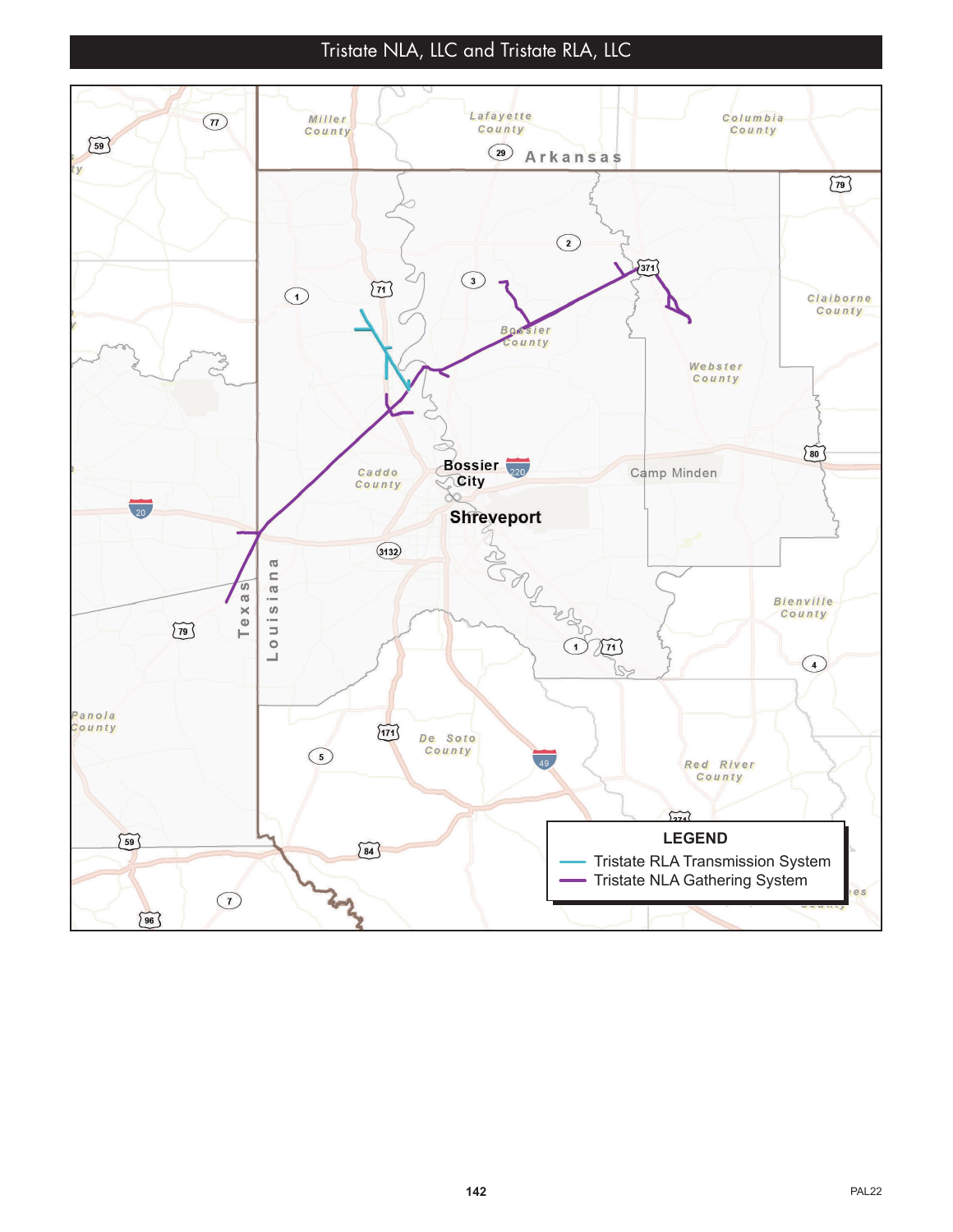# Tristate NLA, LLC and Tristate RLA, LLC

Miller County

Lafayette County

Columbia County

Arkansas

Claiborne County

Bossier County

Webster County

Caddo County

Bossier City

Shreveport

Camp Minden

Texas

Louisiana

Bienville County

Panola County

De Soto County

Red River County

LEGEND

Tristate RLA Transmission System

Tristate NLA Gathering System

PAL22